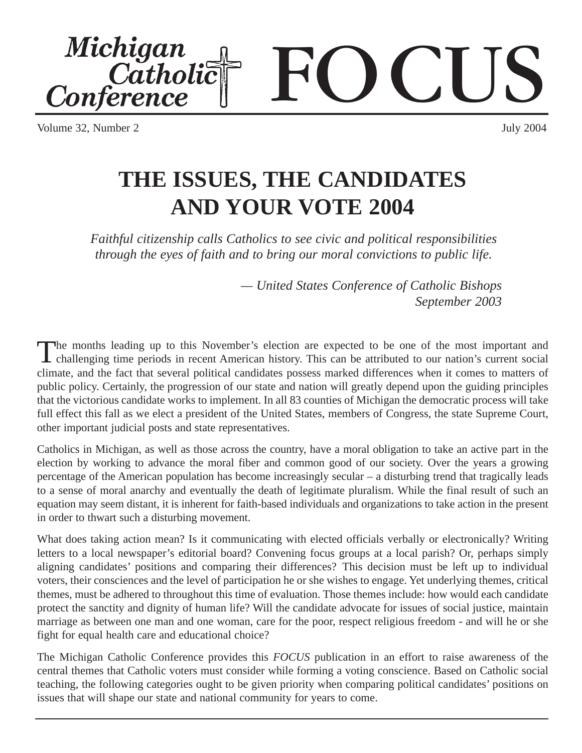# Michigan Catholic Conference FOCUS

Volume 32, Number 2 July 2004

## THE ISSUES, THE CANDIDATES AND YOUR VOTE 2004

*Faithful citizenship calls Catholics to see civic and political responsibilities through the eyes of faith and to bring our moral convictions to public life.*

*— United States Conference of Catholic Bishops September 2003*

The months leading up to this November's election are expected to be one of the most important and challenging time periods in recent American history. This can be attributed to our nation's current social climate, and the fact that several political candidates possess marked differences when it comes to matters of public policy. Certainly, the progression of our state and nation will greatly depend upon the guiding principles that the victorious candidate works to implement. In all 83 counties of Michigan the democratic process will take full effect this fall as we elect a president of the United States, members of Congress, the state Supreme Court, other important judicial posts and state representatives.

Catholics in Michigan, as well as those across the country, have a moral obligation to take an active part in the election by working to advance the moral fiber and common good of our society. Over the years a growing percentage of the American population has become increasingly secular – a disturbing trend that tragically leads to a sense of moral anarchy and eventually the death of legitimate pluralism. While the final result of such an equation may seem distant, it is inherent for faith-based individuals and organizations to take action in the present in order to thwart such a disturbing movement.

What does taking action mean? Is it communicating with elected officials verbally or electronically? Writing letters to a local newspaper's editorial board? Convening focus groups at a local parish? Or, perhaps simply aligning candidates' positions and comparing their differences? This decision must be left up to individual voters, their consciences and the level of participation he or she wishes to engage. Yet underlying themes, critical themes, must be adhered to throughout this time of evaluation. Those themes include: how would each candidate protect the sanctity and dignity of human life? Will the candidate advocate for issues of social justice, maintain marriage as between one man and one woman, care for the poor, respect religious freedom - and will he or she fight for equal health care and educational choice?

The Michigan Catholic Conference provides this *FOCUS* publication in an effort to raise awareness of the central themes that Catholic voters must consider while forming a voting conscience. Based on Catholic social teaching, the following categories ought to be given priority when comparing political candidates' positions on issues that will shape our state and national community for years to come.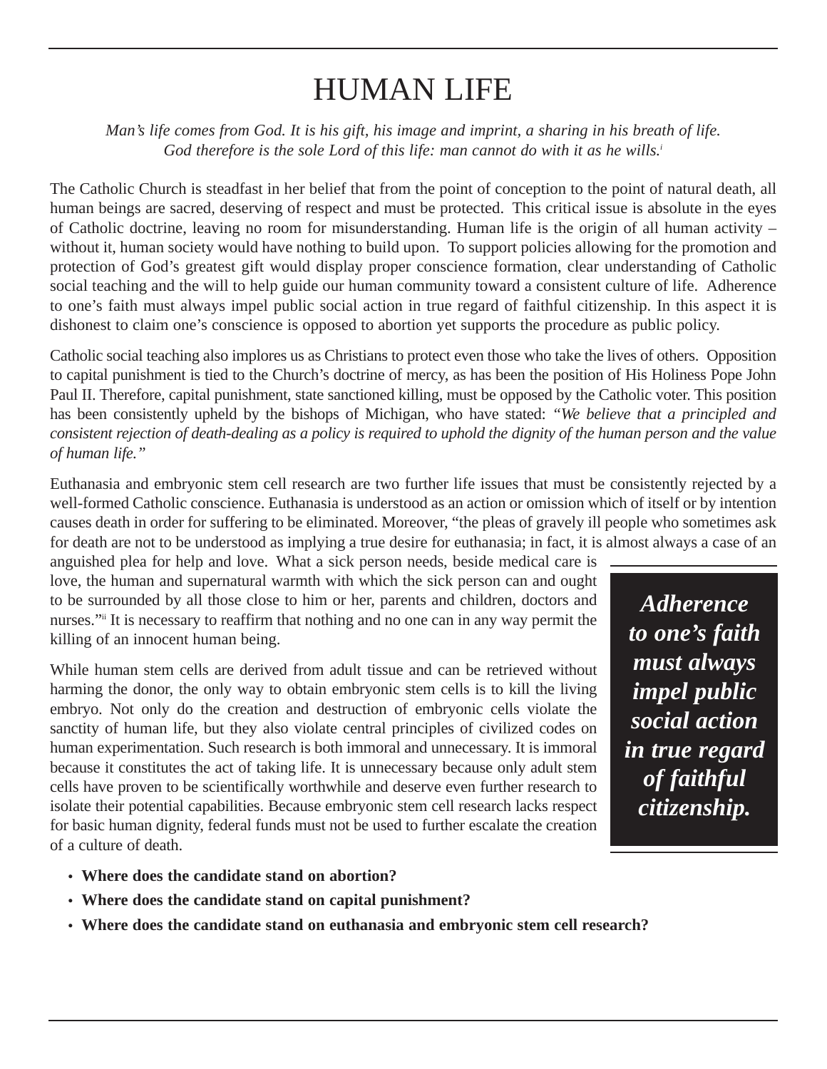# HUMAN LIFE

*Man's life comes from God. It is his gift, his image and imprint, a sharing in his breath of life. God therefore is the sole Lord of this life: man cannot do with it as he wills.*[i]

The Catholic Church is steadfast in her belief that from the point of conception to the point of natural death, all human beings are sacred, deserving of respect and must be protected. This critical issue is absolute in the eyes of Catholic doctrine, leaving no room for misunderstanding. Human life is the origin of all human activity – without it, human society would have nothing to build upon. To support policies allowing for the promotion and protection of God's greatest gift would display proper conscience formation, clear understanding of Catholic social teaching and the will to help guide our human community toward a consistent culture of life. Adherence to one's faith must always impel public social action in true regard of faithful citizenship. In this aspect it is dishonest to claim one's conscience is opposed to abortion yet supports the procedure as public policy.

Catholic social teaching also implores us as Christians to protect even those who take the lives of others. Opposition to capital punishment is tied to the Church's doctrine of mercy, as has been the position of His Holiness Pope John Paul II. Therefore, capital punishment, state sanctioned killing, must be opposed by the Catholic voter. This position has been consistently upheld by the bishops of Michigan, who have stated: *"We believe that a principled and consistent rejection of death-dealing as a policy is required to uphold the dignity of the human person and the value of human life."*

Euthanasia and embryonic stem cell research are two further life issues that must be consistently rejected by a well-formed Catholic conscience. Euthanasia is understood as an action or omission which of itself or by intention causes death in order for suffering to be eliminated. Moreover, "the pleas of gravely ill people who sometimes ask for death are not to be understood as implying a true desire for euthanasia; in fact, it is almost always a case of an anguished plea for help and love. What a sick person needs, beside medical care is love, the human and supernatural warmth with which the sick person can and ought to be surrounded by all those close to him or her, parents and children, doctors and nurses."[ii] It is necessary to reaffirm that nothing and no one can in any way permit the killing of an innocent human being.

**_Adherence to one's faith must always impel public social action in true regard of faithful citizenship._**

While human stem cells are derived from adult tissue and can be retrieved without harming the donor, the only way to obtain embryonic stem cells is to kill the living embryo. Not only do the creation and destruction of embryonic cells violate the sanctity of human life, but they also violate central principles of civilized codes on human experimentation. Such research is both immoral and unnecessary. It is immoral because it constitutes the act of taking life. It is unnecessary because only adult stem cells have proven to be scientifically worthwhile and deserve even further research to isolate their potential capabilities. Because embryonic stem cell research lacks respect for basic human dignity, federal funds must not be used to further escalate the creation of a culture of death.

- **Where does the candidate stand on abortion?**
- **Where does the candidate stand on capital punishment?**
- **Where does the candidate stand on euthanasia and embryonic stem cell research?**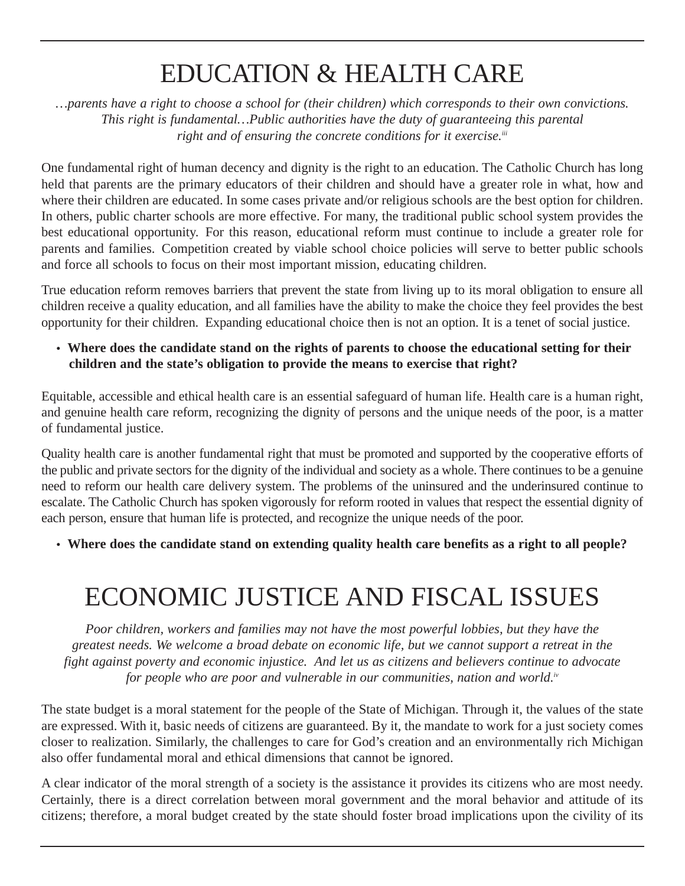# EDUCATION & HEALTH CARE

*…parents have a right to choose a school for (their children) which corresponds to their own convictions. This right is fundamental…Public authorities have the duty of guaranteeing this parental right and of ensuring the concrete conditions for it exercise.*[iii]

One fundamental right of human decency and dignity is the right to an education. The Catholic Church has long held that parents are the primary educators of their children and should have a greater role in what, how and where their children are educated. In some cases private and/or religious schools are the best option for children. In others, public charter schools are more effective. For many, the traditional public school system provides the best educational opportunity. For this reason, educational reform must continue to include a greater role for parents and families. Competition created by viable school choice policies will serve to better public schools and force all schools to focus on their most important mission, educating children.

True education reform removes barriers that prevent the state from living up to its moral obligation to ensure all children receive a quality education, and all families have the ability to make the choice they feel provides the best opportunity for their children. Expanding educational choice then is not an option. It is a tenet of social justice.

- **Where does the candidate stand on the rights of parents to choose the educational setting for their children and the state's obligation to provide the means to exercise that right?**

Equitable, accessible and ethical health care is an essential safeguard of human life. Health care is a human right, and genuine health care reform, recognizing the dignity of persons and the unique needs of the poor, is a matter of fundamental justice.

Quality health care is another fundamental right that must be promoted and supported by the cooperative efforts of the public and private sectors for the dignity of the individual and society as a whole. There continues to be a genuine need to reform our health care delivery system. The problems of the uninsured and the underinsured continue to escalate. The Catholic Church has spoken vigorously for reform rooted in values that respect the essential dignity of each person, ensure that human life is protected, and recognize the unique needs of the poor.

- **Where does the candidate stand on extending quality health care benefits as a right to all people?**

# ECONOMIC JUSTICE AND FISCAL ISSUES

*Poor children, workers and families may not have the most powerful lobbies, but they have the greatest needs. We welcome a broad debate on economic life, but we cannot support a retreat in the fight against poverty and economic injustice. And let us as citizens and believers continue to advocate for people who are poor and vulnerable in our communities, nation and world.*[iv]

The state budget is a moral statement for the people of the State of Michigan. Through it, the values of the state are expressed. With it, basic needs of citizens are guaranteed. By it, the mandate to work for a just society comes closer to realization. Similarly, the challenges to care for God's creation and an environmentally rich Michigan also offer fundamental moral and ethical dimensions that cannot be ignored.

A clear indicator of the moral strength of a society is the assistance it provides its citizens who are most needy. Certainly, there is a direct correlation between moral government and the moral behavior and attitude of its citizens; therefore, a moral budget created by the state should foster broad implications upon the civility of its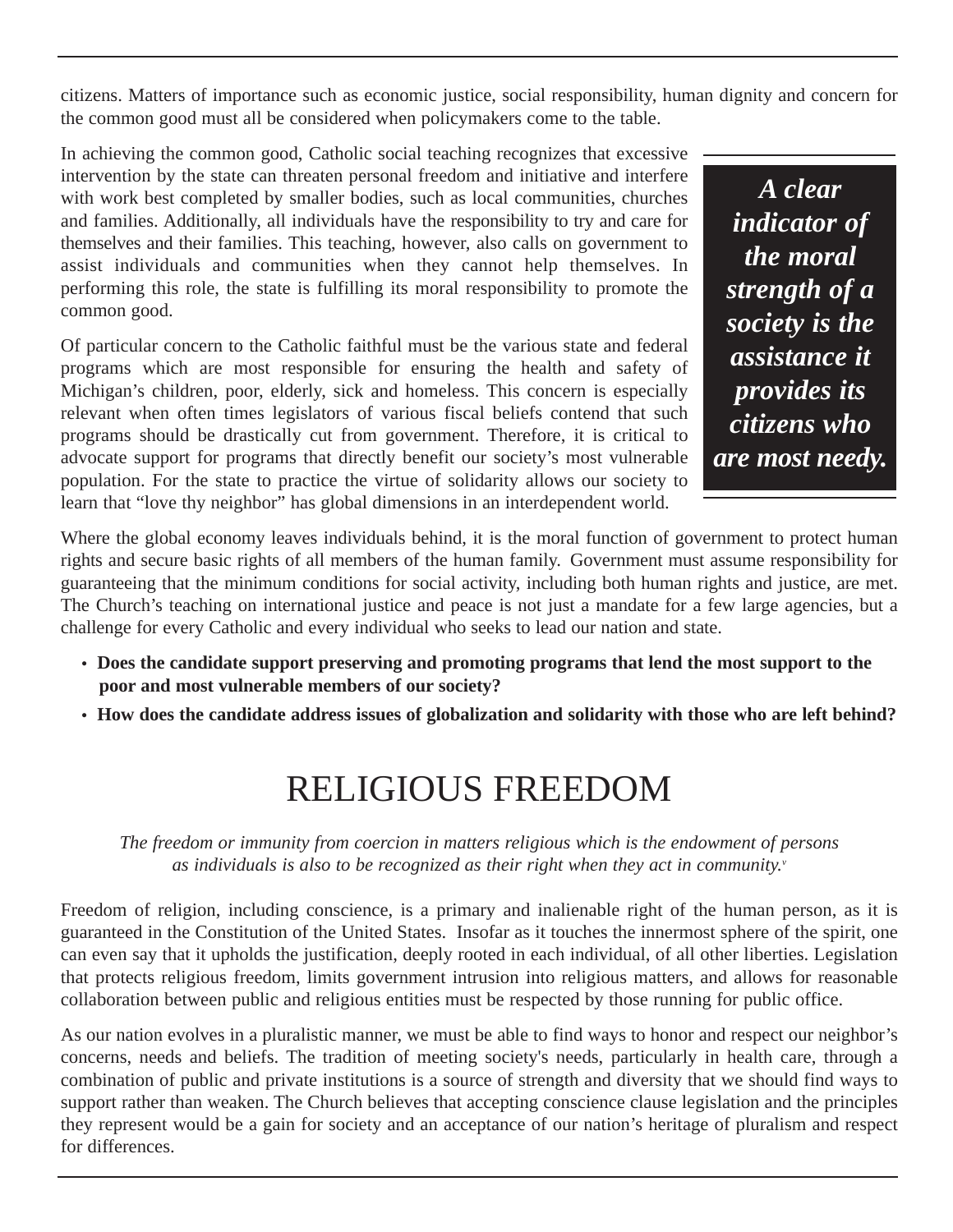citizens. Matters of importance such as economic justice, social responsibility, human dignity and concern for the common good must all be considered when policymakers come to the table.

In achieving the common good, Catholic social teaching recognizes that excessive intervention by the state can threaten personal freedom and initiative and interfere with work best completed by smaller bodies, such as local communities, churches and families. Additionally, all individuals have the responsibility to try and care for themselves and their families. This teaching, however, also calls on government to assist individuals and communities when they cannot help themselves. In performing this role, the state is fulfilling its moral responsibility to promote the common good.

***A clear indicator of the moral strength of a society is the assistance it provides its citizens who are most needy.***

Of particular concern to the Catholic faithful must be the various state and federal programs which are most responsible for ensuring the health and safety of Michigan's children, poor, elderly, sick and homeless. This concern is especially relevant when often times legislators of various fiscal beliefs contend that such programs should be drastically cut from government. Therefore, it is critical to advocate support for programs that directly benefit our society's most vulnerable population. For the state to practice the virtue of solidarity allows our society to learn that "love thy neighbor" has global dimensions in an interdependent world.

Where the global economy leaves individuals behind, it is the moral function of government to protect human rights and secure basic rights of all members of the human family. Government must assume responsibility for guaranteeing that the minimum conditions for social activity, including both human rights and justice, are met. The Church's teaching on international justice and peace is not just a mandate for a few large agencies, but a challenge for every Catholic and every individual who seeks to lead our nation and state.

- **Does the candidate support preserving and promoting programs that lend the most support to the poor and most vulnerable members of our society?**
- **How does the candidate address issues of globalization and solidarity with those who are left behind?**

# RELIGIOUS FREEDOM

*The freedom or immunity from coercion in matters religious which is the endowment of persons as individuals is also to be recognized as their right when they act in community.*[v]

Freedom of religion, including conscience, is a primary and inalienable right of the human person, as it is guaranteed in the Constitution of the United States. Insofar as it touches the innermost sphere of the spirit, one can even say that it upholds the justification, deeply rooted in each individual, of all other liberties. Legislation that protects religious freedom, limits government intrusion into religious matters, and allows for reasonable collaboration between public and religious entities must be respected by those running for public office.

As our nation evolves in a pluralistic manner, we must be able to find ways to honor and respect our neighbor's concerns, needs and beliefs. The tradition of meeting society's needs, particularly in health care, through a combination of public and private institutions is a source of strength and diversity that we should find ways to support rather than weaken. The Church believes that accepting conscience clause legislation and the principles they represent would be a gain for society and an acceptance of our nation's heritage of pluralism and respect for differences.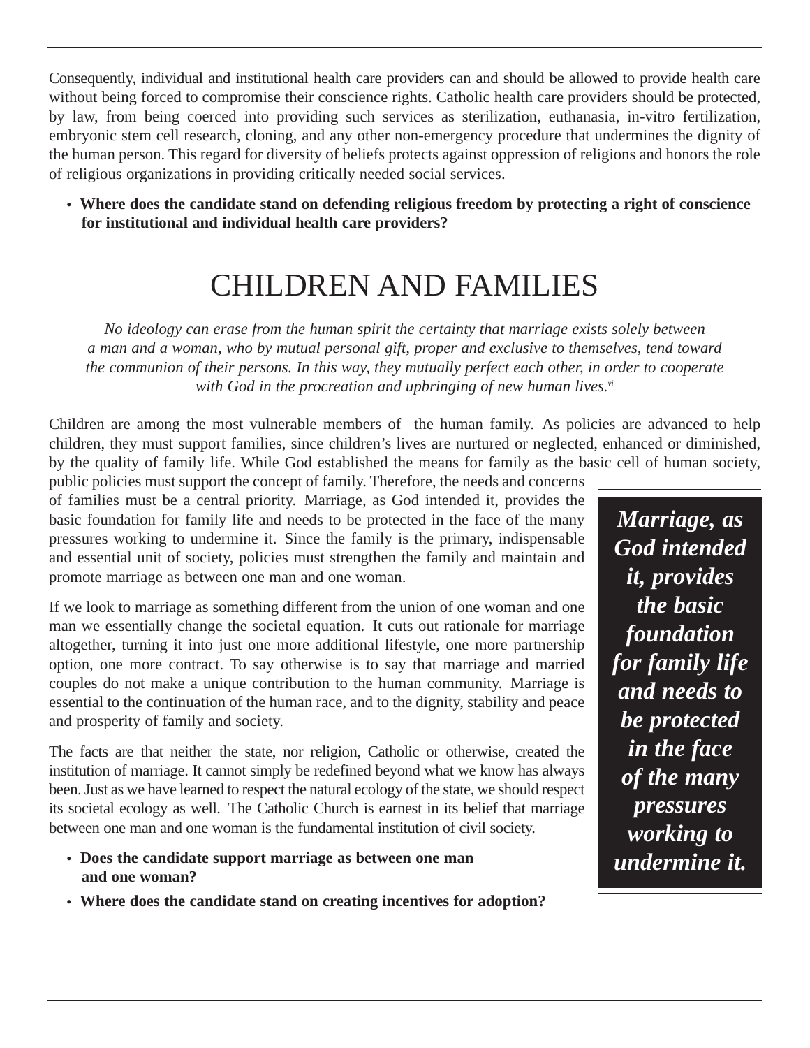Consequently, individual and institutional health care providers can and should be allowed to provide health care without being forced to compromise their conscience rights. Catholic health care providers should be protected, by law, from being coerced into providing such services as sterilization, euthanasia, in-vitro fertilization, embryonic stem cell research, cloning, and any other non-emergency procedure that undermines the dignity of the human person. This regard for diversity of beliefs protects against oppression of religions and honors the role of religious organizations in providing critically needed social services.

- **Where does the candidate stand on defending religious freedom by protecting a right of conscience for institutional and individual health care providers?**

# CHILDREN AND FAMILIES

*No ideology can erase from the human spirit the certainty that marriage exists solely between a man and a woman, who by mutual personal gift, proper and exclusive to themselves, tend toward the communion of their persons. In this way, they mutually perfect each other, in order to cooperate with God in the procreation and upbringing of new human lives.*[vi]

Children are among the most vulnerable members of the human family. As policies are advanced to help children, they must support families, since children's lives are nurtured or neglected, enhanced or diminished, by the quality of family life. While God established the means for family as the basic cell of human society, public policies must support the concept of family. Therefore, the needs and concerns of families must be a central priority. Marriage, as God intended it, provides the basic foundation for family life and needs to be protected in the face of the many pressures working to undermine it. Since the family is the primary, indispensable and essential unit of society, policies must strengthen the family and maintain and promote marriage as between one man and one woman.

***Marriage, as God intended it, provides the basic foundation for family life and needs to be protected in the face of the many pressures working to undermine it.***

If we look to marriage as something different from the union of one woman and one man we essentially change the societal equation. It cuts out rationale for marriage altogether, turning it into just one more additional lifestyle, one more partnership option, one more contract. To say otherwise is to say that marriage and married couples do not make a unique contribution to the human community. Marriage is essential to the continuation of the human race, and to the dignity, stability and peace and prosperity of family and society.

The facts are that neither the state, nor religion, Catholic or otherwise, created the institution of marriage. It cannot simply be redefined beyond what we know has always been. Just as we have learned to respect the natural ecology of the state, we should respect its societal ecology as well. The Catholic Church is earnest in its belief that marriage between one man and one woman is the fundamental institution of civil society.

- **Does the candidate support marriage as between one man and one woman?**
- **Where does the candidate stand on creating incentives for adoption?**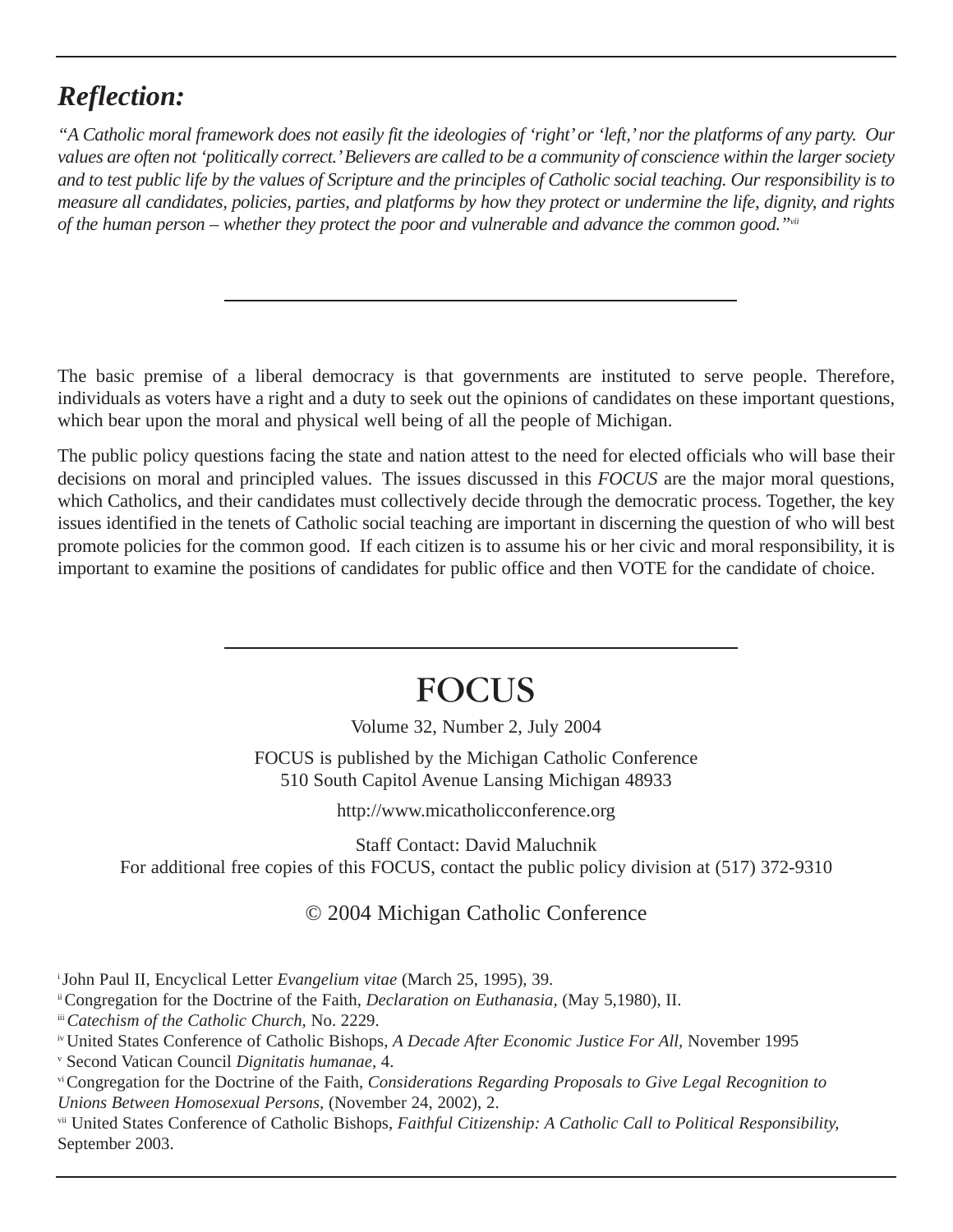## *Reflection:*

*"A Catholic moral framework does not easily fit the ideologies of 'right' or 'left,' nor the platforms of any party. Our values are often not 'politically correct.' Believers are called to be a community of conscience within the larger society and to test public life by the values of Scripture and the principles of Catholic social teaching. Our responsibility is to measure all candidates, policies, parties, and platforms by how they protect or undermine the life, dignity, and rights of the human person – whether they protect the poor and vulnerable and advance the common good."*[vii]

---

The basic premise of a liberal democracy is that governments are instituted to serve people. Therefore, individuals as voters have a right and a duty to seek out the opinions of candidates on these important questions, which bear upon the moral and physical well being of all the people of Michigan.

The public policy questions facing the state and nation attest to the need for elected officials who will base their decisions on moral and principled values. The issues discussed in this *FOCUS* are the major moral questions, which Catholics, and their candidates must collectively decide through the democratic process. Together, the key issues identified in the tenets of Catholic social teaching are important in discerning the question of who will best promote policies for the common good. If each citizen is to assume his or her civic and moral responsibility, it is important to examine the positions of candidates for public office and then VOTE for the candidate of choice.

---

# FOCUS

Volume 32, Number 2, July 2004

FOCUS is published by the Michigan Catholic Conference
510 South Capitol Avenue Lansing Michigan 48933

http://www.micatholicconference.org

Staff Contact: David Maluchnik
For additional free copies of this FOCUS, contact the public policy division at (517) 372-9310

© 2004 Michigan Catholic Conference

[i] John Paul II, Encyclical Letter *Evangelium vitae* (March 25, 1995), 39.
[ii] Congregation for the Doctrine of the Faith, *Declaration on Euthanasia,* (May 5,1980), II.
[iii] *Catechism of the Catholic Church,* No. 2229.
[iv] United States Conference of Catholic Bishops, *A Decade After Economic Justice For All,* November 1995
[v] Second Vatican Council *Dignitatis humanae,* 4.
[vi] Congregation for the Doctrine of the Faith, *Considerations Regarding Proposals to Give Legal Recognition to Unions Between Homosexual Persons,* (November 24, 2002), 2.
[vii] United States Conference of Catholic Bishops, *Faithful Citizenship: A Catholic Call to Political Responsibility,* September 2003.